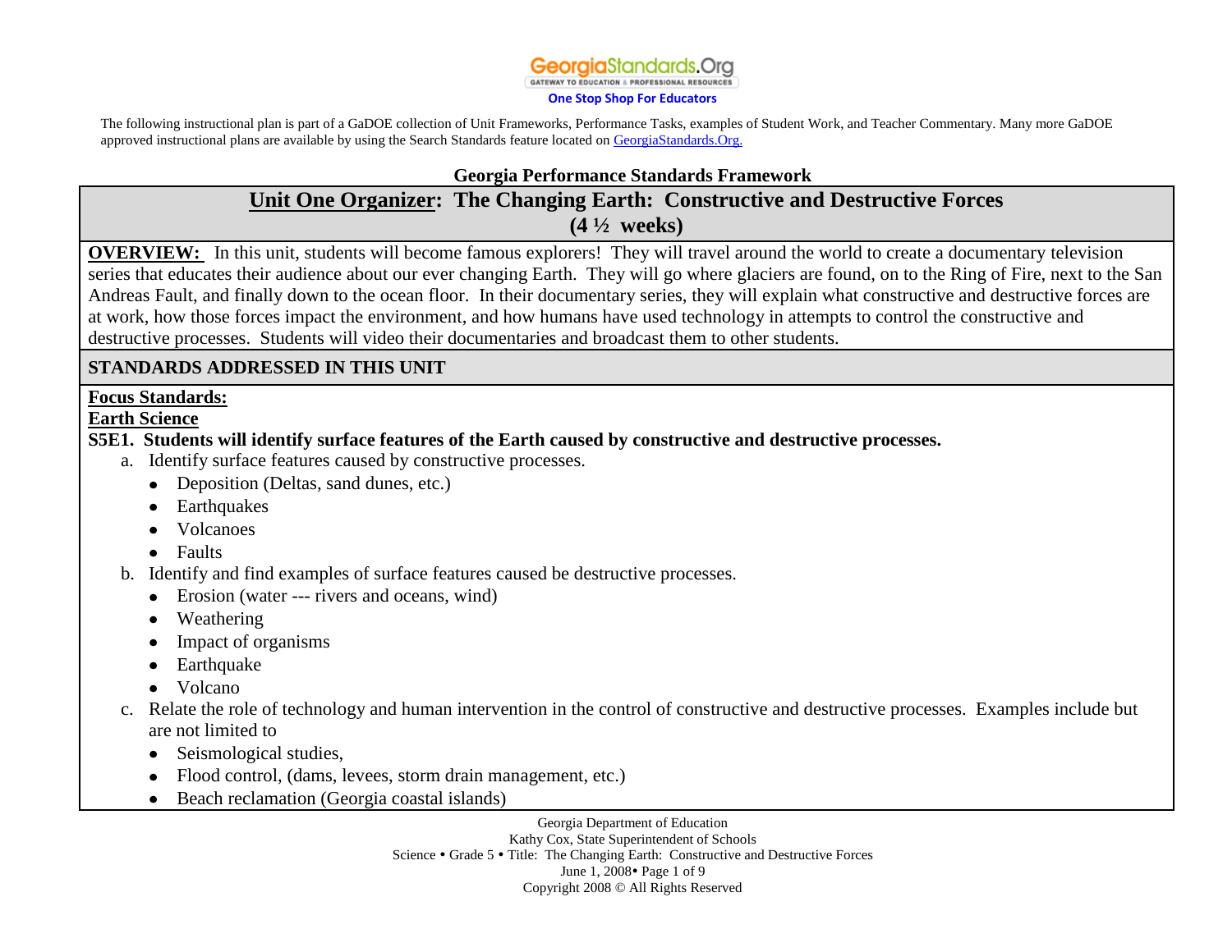GeorgiaStandards.Org
GATEWAY TO EDUCATION & PROFESSIONAL RESOURCES
**One Stop Shop For Educators**

The following instructional plan is part of a GaDOE collection of Unit Frameworks, Performance Tasks, examples of Student Work, and Teacher Commentary. Many more GaDOE approved instructional plans are available by using the Search Standards feature located on GeorgiaStandards.Org.

**Georgia Performance Standards Framework**

# Unit One Organizer: The Changing Earth: Constructive and Destructive Forces (4 ½ weeks)

**OVERVIEW:** In this unit, students will become famous explorers! They will travel around the world to create a documentary television series that educates their audience about our ever changing Earth. They will go where glaciers are found, on to the Ring of Fire, next to the San Andreas Fault, and finally down to the ocean floor. In their documentary series, they will explain what constructive and destructive forces are at work, how those forces impact the environment, and how humans have used technology in attempts to control the constructive and destructive processes. Students will video their documentaries and broadcast them to other students.

## STANDARDS ADDRESSED IN THIS UNIT

**Focus Standards:**

**Earth Science**

**S5E1. Students will identify surface features of the Earth caused by constructive and destructive processes.**

a. Identify surface features caused by constructive processes.
   - Deposition (Deltas, sand dunes, etc.)
   - Earthquakes
   - Volcanoes
   - Faults

b. Identify and find examples of surface features caused be destructive processes.
   - Erosion (water --- rivers and oceans, wind)
   - Weathering
   - Impact of organisms
   - Earthquake
   - Volcano

c. Relate the role of technology and human intervention in the control of constructive and destructive processes. Examples include but are not limited to
   - Seismological studies,
   - Flood control, (dams, levees, storm drain management, etc.)
   - Beach reclamation (Georgia coastal islands)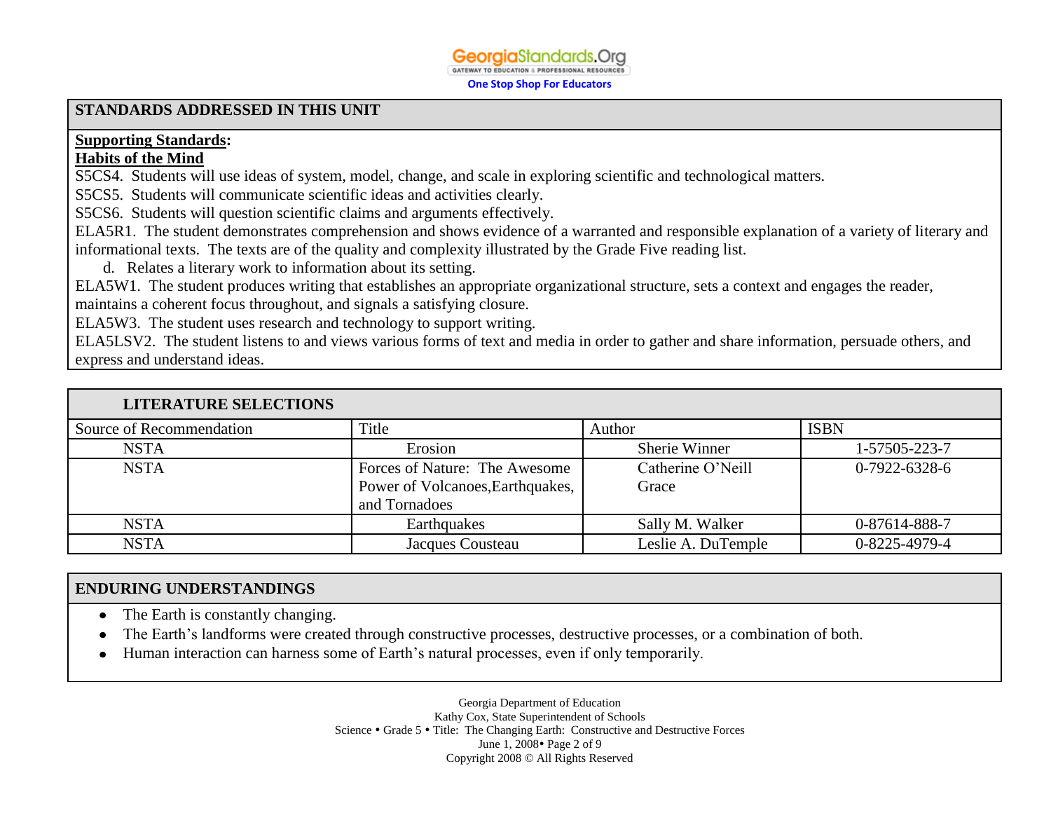## STANDARDS ADDRESSED IN THIS UNIT

**Supporting Standards:**

**Habits of the Mind**

S5CS4. Students will use ideas of system, model, change, and scale in exploring scientific and technological matters.

S5CS5. Students will communicate scientific ideas and activities clearly.

S5CS6. Students will question scientific claims and arguments effectively.

ELA5R1. The student demonstrates comprehension and shows evidence of a warranted and responsible explanation of a variety of literary and informational texts. The texts are of the quality and complexity illustrated by the Grade Five reading list.

d. Relates a literary work to information about its setting.

ELA5W1. The student produces writing that establishes an appropriate organizational structure, sets a context and engages the reader, maintains a coherent focus throughout, and signals a satisfying closure.

ELA5W3. The student uses research and technology to support writing.

ELA5LSV2. The student listens to and views various forms of text and media in order to gather and share information, persuade others, and express and understand ideas.

## LITERATURE SELECTIONS

| Source of Recommendation | Title | Author | ISBN |
|---|---|---|---|
| NSTA | Erosion | Sherie Winner | 1-57505-223-7 |
| NSTA | Forces of Nature: The Awesome Power of Volcanoes,Earthquakes, and Tornadoes | Catherine O'Neill Grace | 0-7922-6328-6 |
| NSTA | Earthquakes | Sally M. Walker | 0-87614-888-7 |
| NSTA | Jacques Cousteau | Leslie A. DuTemple | 0-8225-4979-4 |

## ENDURING UNDERSTANDINGS

- The Earth is constantly changing.
- The Earth's landforms were created through constructive processes, destructive processes, or a combination of both.
- Human interaction can harness some of Earth's natural processes, even if only temporarily.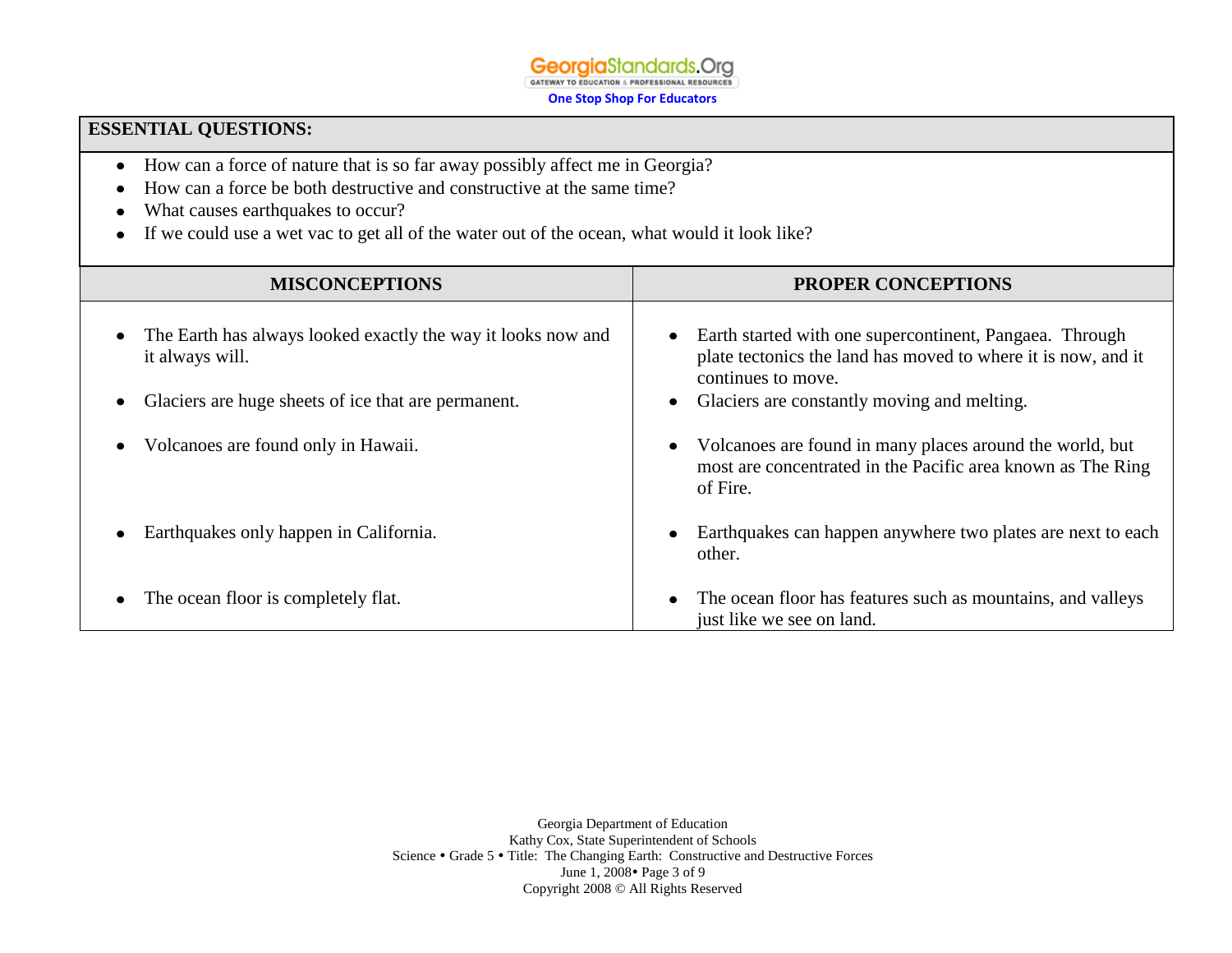| ESSENTIAL QUESTIONS: |
| --- |
| <ul><li>How can a force of nature that is so far away possibly affect me in Georgia?</li><li>How can a force be both destructive and constructive at the same time?</li><li>What causes earthquakes to occur?</li><li>If we could use a wet vac to get all of the water out of the ocean, what would it look like?</li></ul> |

| MISCONCEPTIONS | PROPER CONCEPTIONS |
| --- | --- |
| • The Earth has always looked exactly the way it looks now and it always will. | • Earth started with one supercontinent, Pangaea. Through plate tectonics the land has moved to where it is now, and it continues to move. |
| • Glaciers are huge sheets of ice that are permanent. | • Glaciers are constantly moving and melting. |
| • Volcanoes are found only in Hawaii. | • Volcanoes are found in many places around the world, but most are concentrated in the Pacific area known as The Ring of Fire. |
| • Earthquakes only happen in California. | • Earthquakes can happen anywhere two plates are next to each other. |
| • The ocean floor is completely flat. | • The ocean floor has features such as mountains, and valleys just like we see on land. |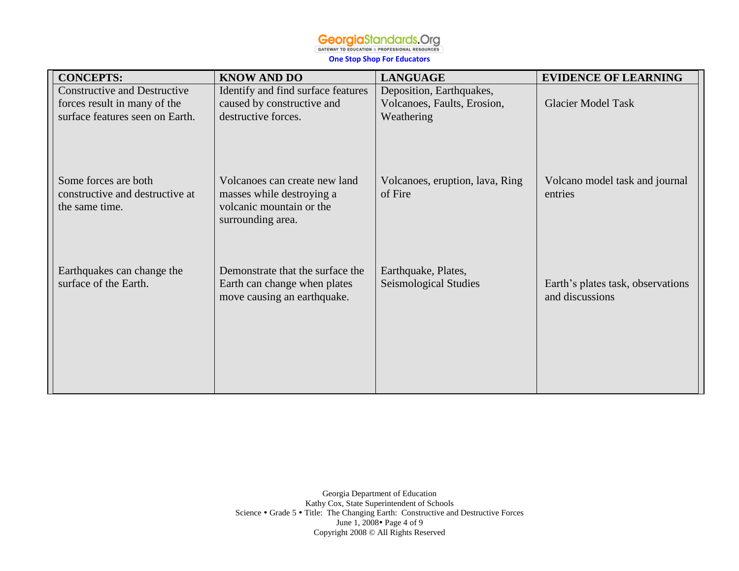| CONCEPTS: | KNOW AND DO | LANGUAGE | EVIDENCE OF LEARNING |
|---|---|---|---|
| Constructive and Destructive forces result in many of the surface features seen on Earth. | Identify and find surface features caused by constructive and destructive forces. | Deposition, Earthquakes, Volcanoes, Faults, Erosion, Weathering | Glacier Model Task |
| Some forces are both constructive and destructive at the same time. | Volcanoes can create new land masses while destroying a volcanic mountain or the surrounding area. | Volcanoes, eruption, lava, Ring of Fire | Volcano model task and journal entries |
| Earthquakes can change the surface of the Earth. | Demonstrate that the surface the Earth can change when plates move causing an earthquake. | Earthquake, Plates, Seismological Studies | Earth's plates task, observations and discussions |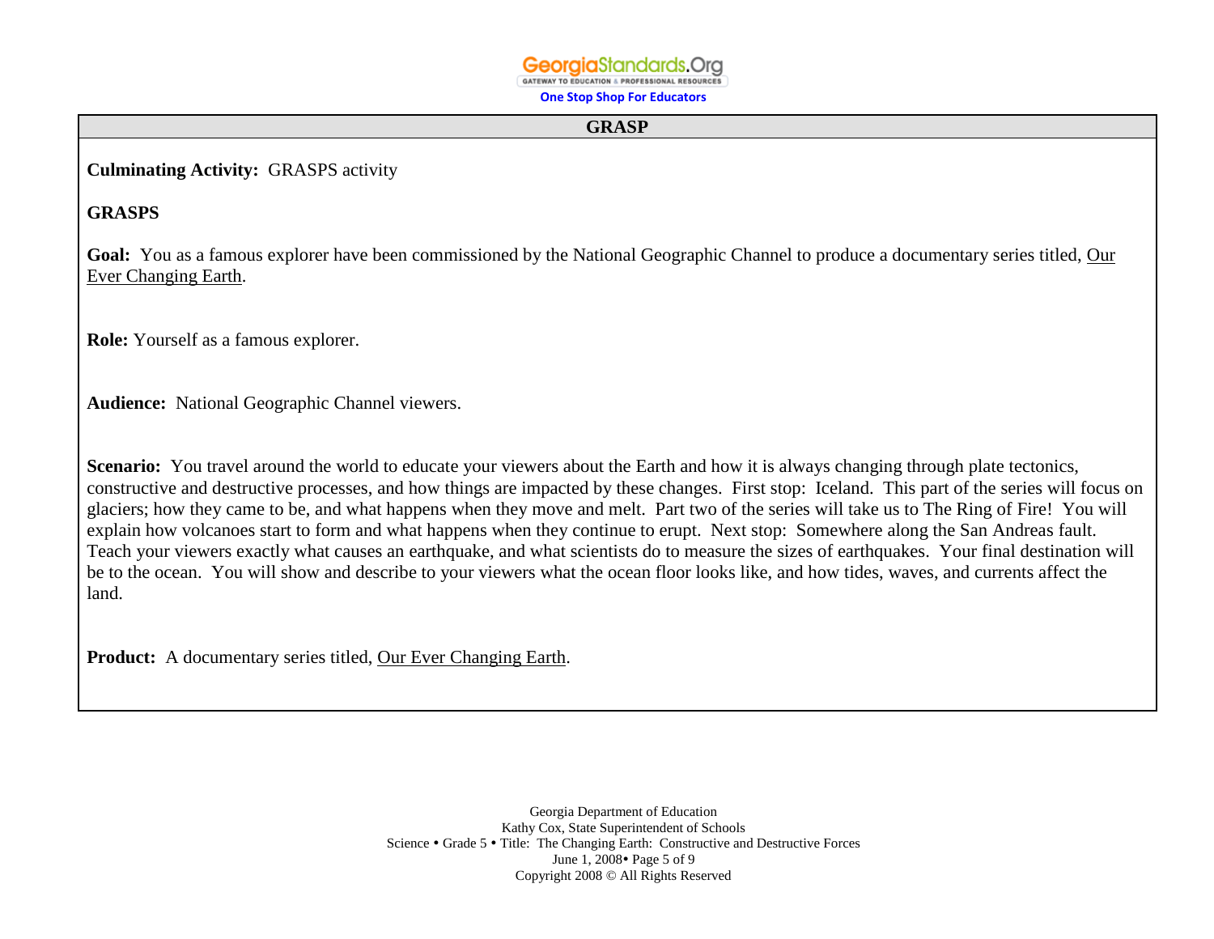## GRASP

**Culminating Activity:** GRASPS activity

**GRASPS**

**Goal:** You as a famous explorer have been commissioned by the National Geographic Channel to produce a documentary series titled, Our Ever Changing Earth.

**Role:** Yourself as a famous explorer.

**Audience:** National Geographic Channel viewers.

**Scenario:** You travel around the world to educate your viewers about the Earth and how it is always changing through plate tectonics, constructive and destructive processes, and how things are impacted by these changes. First stop: Iceland. This part of the series will focus on glaciers; how they came to be, and what happens when they move and melt. Part two of the series will take us to The Ring of Fire! You will explain how volcanoes start to form and what happens when they continue to erupt. Next stop: Somewhere along the San Andreas fault. Teach your viewers exactly what causes an earthquake, and what scientists do to measure the sizes of earthquakes. Your final destination will be to the ocean. You will show and describe to your viewers what the ocean floor looks like, and how tides, waves, and currents affect the land.

**Product:** A documentary series titled, Our Ever Changing Earth.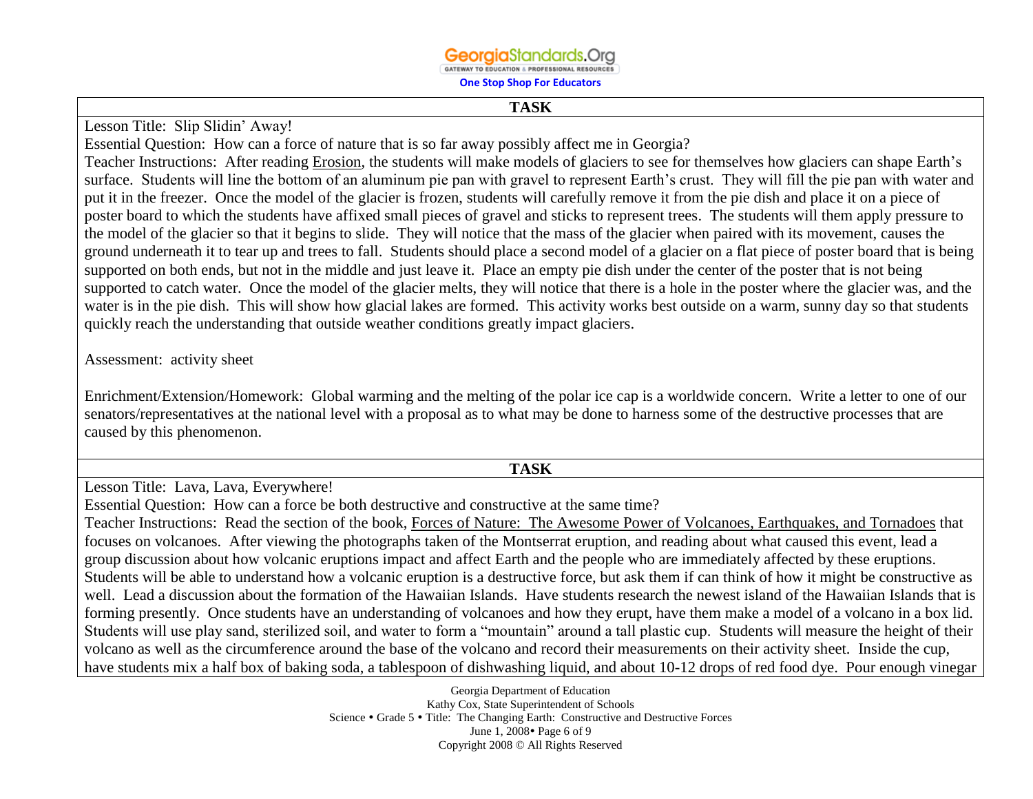**TASK**

Lesson Title: Slip Slidin' Away!

Essential Question: How can a force of nature that is so far away possibly affect me in Georgia?

Teacher Instructions: After reading Erosion, the students will make models of glaciers to see for themselves how glaciers can shape Earth's surface. Students will line the bottom of an aluminum pie pan with gravel to represent Earth's crust. They will fill the pie pan with water and put it in the freezer. Once the model of the glacier is frozen, students will carefully remove it from the pie dish and place it on a piece of poster board to which the students have affixed small pieces of gravel and sticks to represent trees. The students will them apply pressure to the model of the glacier so that it begins to slide. They will notice that the mass of the glacier when paired with its movement, causes the ground underneath it to tear up and trees to fall. Students should place a second model of a glacier on a flat piece of poster board that is being supported on both ends, but not in the middle and just leave it. Place an empty pie dish under the center of the poster that is not being supported to catch water. Once the model of the glacier melts, they will notice that there is a hole in the poster where the glacier was, and the water is in the pie dish. This will show how glacial lakes are formed. This activity works best outside on a warm, sunny day so that students quickly reach the understanding that outside weather conditions greatly impact glaciers.

Assessment: activity sheet

Enrichment/Extension/Homework: Global warming and the melting of the polar ice cap is a worldwide concern. Write a letter to one of our senators/representatives at the national level with a proposal as to what may be done to harness some of the destructive processes that are caused by this phenomenon.

**TASK**

Lesson Title: Lava, Lava, Everywhere!

Essential Question: How can a force be both destructive and constructive at the same time?

Teacher Instructions: Read the section of the book, Forces of Nature: The Awesome Power of Volcanoes, Earthquakes, and Tornadoes that focuses on volcanoes. After viewing the photographs taken of the Montserrat eruption, and reading about what caused this event, lead a group discussion about how volcanic eruptions impact and affect Earth and the people who are immediately affected by these eruptions. Students will be able to understand how a volcanic eruption is a destructive force, but ask them if can think of how it might be constructive as well. Lead a discussion about the formation of the Hawaiian Islands. Have students research the newest island of the Hawaiian Islands that is forming presently. Once students have an understanding of volcanoes and how they erupt, have them make a model of a volcano in a box lid. Students will use play sand, sterilized soil, and water to form a "mountain" around a tall plastic cup. Students will measure the height of their volcano as well as the circumference around the base of the volcano and record their measurements on their activity sheet. Inside the cup, have students mix a half box of baking soda, a tablespoon of dishwashing liquid, and about 10-12 drops of red food dye. Pour enough vinegar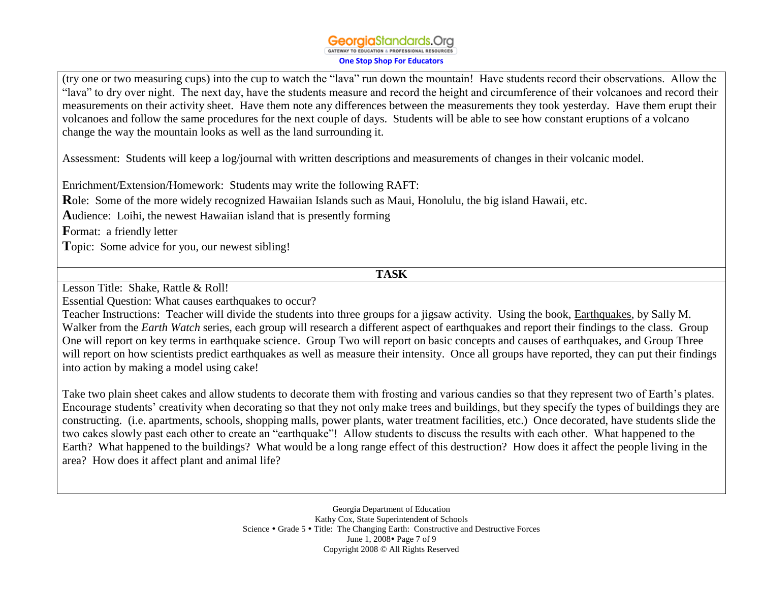(try one or two measuring cups) into the cup to watch the "lava" run down the mountain! Have students record their observations. Allow the "lava" to dry over night. The next day, have the students measure and record the height and circumference of their volcanoes and record their measurements on their activity sheet. Have them note any differences between the measurements they took yesterday. Have them erupt their volcanoes and follow the same procedures for the next couple of days. Students will be able to see how constant eruptions of a volcano change the way the mountain looks as well as the land surrounding it.

Assessment: Students will keep a log/journal with written descriptions and measurements of changes in their volcanic model.

Enrichment/Extension/Homework: Students may write the following RAFT:

**R**ole: Some of the more widely recognized Hawaiian Islands such as Maui, Honolulu, the big island Hawaii, etc.

**A**udience: Loihi, the newest Hawaiian island that is presently forming

**F**ormat: a friendly letter

**T**opic: Some advice for you, our newest sibling!

## TASK

Lesson Title: Shake, Rattle & Roll!

Essential Question: What causes earthquakes to occur?

Teacher Instructions: Teacher will divide the students into three groups for a jigsaw activity. Using the book, Earthquakes, by Sally M. Walker from the *Earth Watch* series, each group will research a different aspect of earthquakes and report their findings to the class. Group One will report on key terms in earthquake science. Group Two will report on basic concepts and causes of earthquakes, and Group Three will report on how scientists predict earthquakes as well as measure their intensity. Once all groups have reported, they can put their findings into action by making a model using cake!

Take two plain sheet cakes and allow students to decorate them with frosting and various candies so that they represent two of Earth's plates. Encourage students' creativity when decorating so that they not only make trees and buildings, but they specify the types of buildings they are constructing. (i.e. apartments, schools, shopping malls, power plants, water treatment facilities, etc.) Once decorated, have students slide the two cakes slowly past each other to create an "earthquake"! Allow students to discuss the results with each other. What happened to the Earth? What happened to the buildings? What would be a long range effect of this destruction? How does it affect the people living in the area? How does it affect plant and animal life?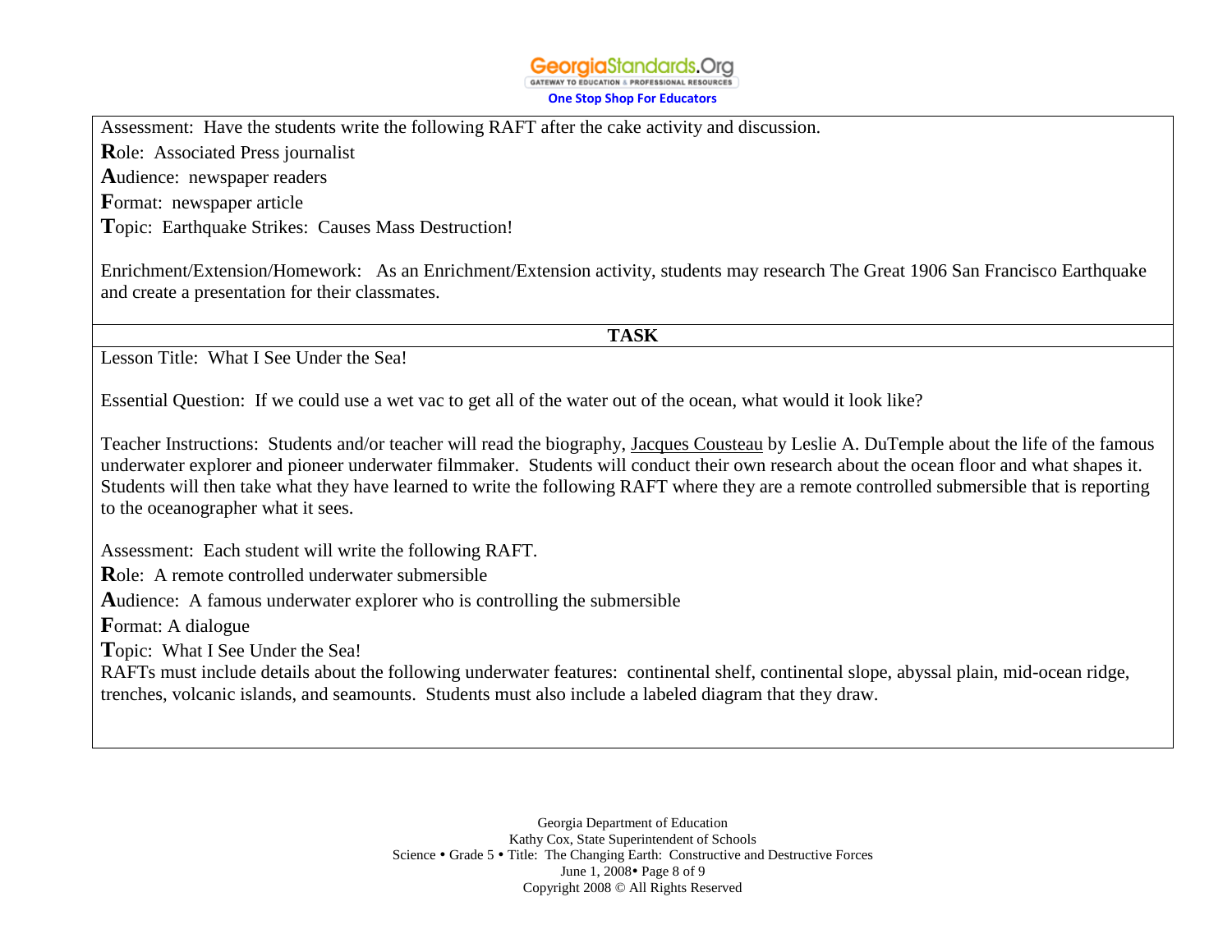Assessment: Have the students write the following RAFT after the cake activity and discussion.

**R**ole: Associated Press journalist

**A**udience: newspaper readers

**F**ormat: newspaper article

**T**opic: Earthquake Strikes: Causes Mass Destruction!

Enrichment/Extension/Homework: As an Enrichment/Extension activity, students may research The Great 1906 San Francisco Earthquake and create a presentation for their classmates.

**TASK**

Lesson Title: What I See Under the Sea!

Essential Question: If we could use a wet vac to get all of the water out of the ocean, what would it look like?

Teacher Instructions: Students and/or teacher will read the biography, Jacques Cousteau by Leslie A. DuTemple about the life of the famous underwater explorer and pioneer underwater filmmaker. Students will conduct their own research about the ocean floor and what shapes it. Students will then take what they have learned to write the following RAFT where they are a remote controlled submersible that is reporting to the oceanographer what it sees.

Assessment: Each student will write the following RAFT.

**R**ole: A remote controlled underwater submersible

**A**udience: A famous underwater explorer who is controlling the submersible

**F**ormat: A dialogue

**T**opic: What I See Under the Sea!

RAFTs must include details about the following underwater features: continental shelf, continental slope, abyssal plain, mid-ocean ridge, trenches, volcanic islands, and seamounts. Students must also include a labeled diagram that they draw.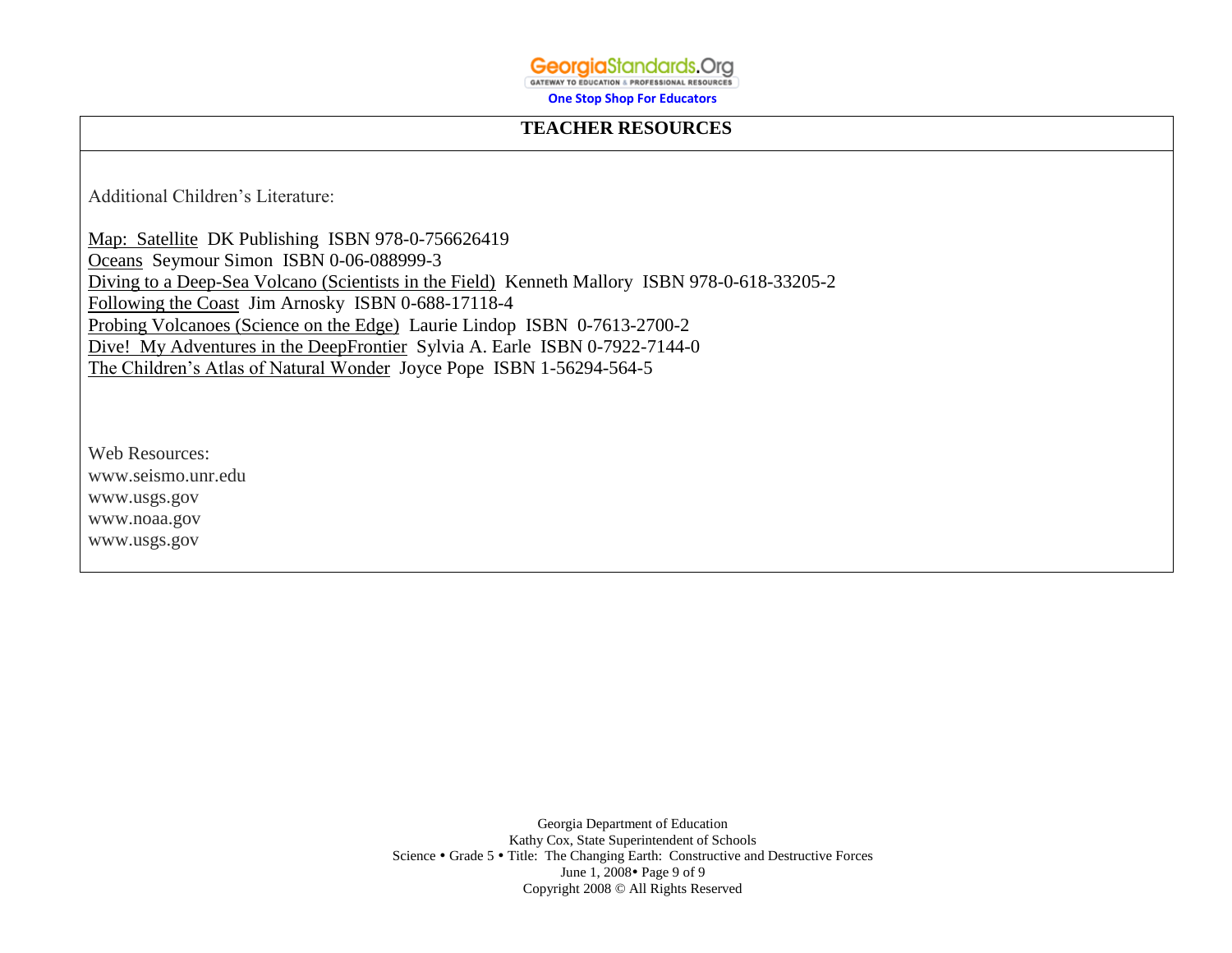## TEACHER RESOURCES

Additional Children's Literature:

Map: Satellite DK Publishing ISBN 978-0-756626419
Oceans Seymour Simon ISBN 0-06-088999-3
Diving to a Deep-Sea Volcano (Scientists in the Field) Kenneth Mallory ISBN 978-0-618-33205-2
Following the Coast Jim Arnosky ISBN 0-688-17118-4
Probing Volcanoes (Science on the Edge) Laurie Lindop ISBN 0-7613-2700-2
Dive! My Adventures in the DeepFrontier Sylvia A. Earle ISBN 0-7922-7144-0
The Children's Atlas of Natural Wonder Joyce Pope ISBN 1-56294-564-5

Web Resources:
www.seismo.unr.edu
www.usgs.gov
www.noaa.gov
www.usgs.gov